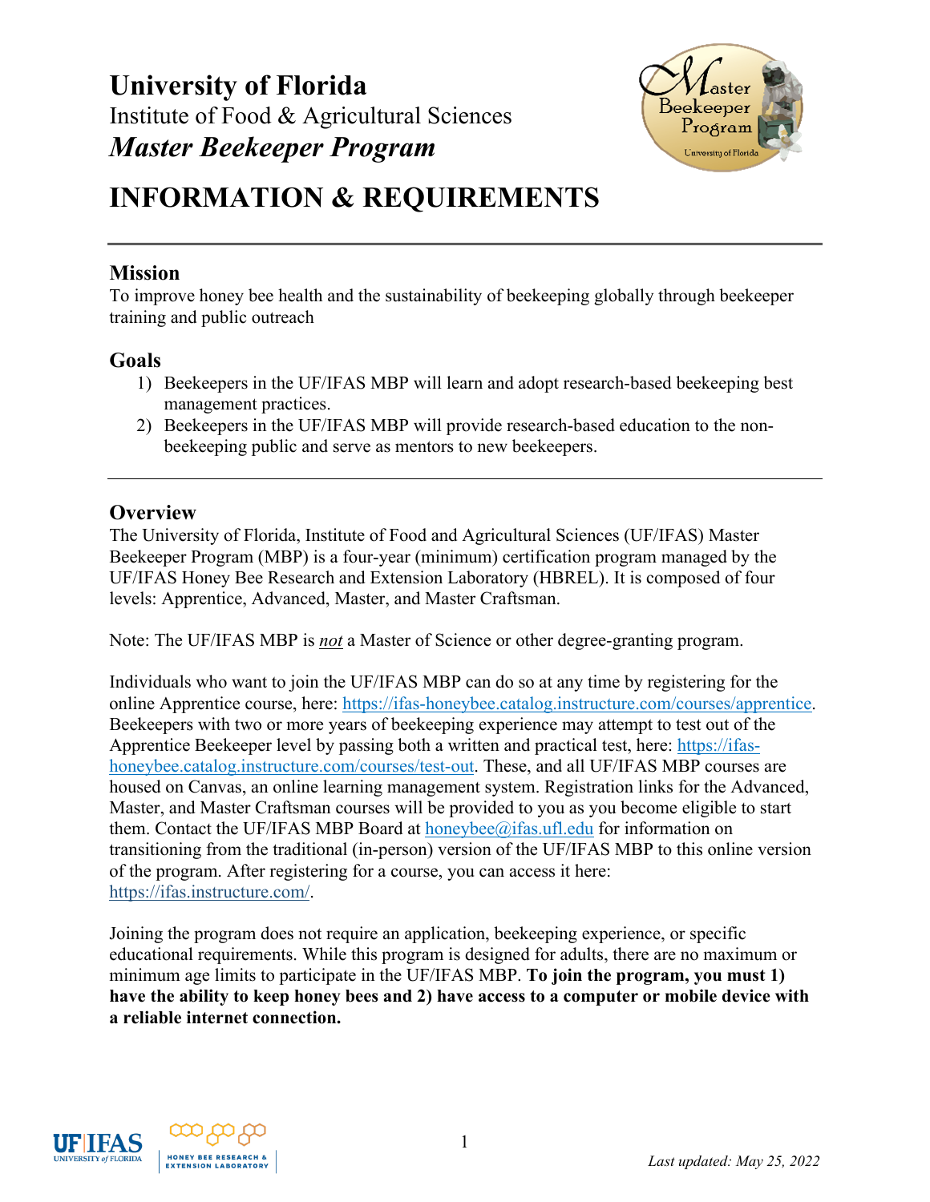# University of Florida
Institute of Food & Agricultural Sciences
***Master Beekeeper Program***

# INFORMATION & REQUIREMENTS

## Mission

To improve honey bee health and the sustainability of beekeeping globally through beekeeper training and public outreach

## Goals

1) Beekeepers in the UF/IFAS MBP will learn and adopt research-based beekeeping best management practices.
2) Beekeepers in the UF/IFAS MBP will provide research-based education to the non-beekeeping public and serve as mentors to new beekeepers.

## Overview

The University of Florida, Institute of Food and Agricultural Sciences (UF/IFAS) Master Beekeeper Program (MBP) is a four-year (minimum) certification program managed by the UF/IFAS Honey Bee Research and Extension Laboratory (HBREL). It is composed of four levels: Apprentice, Advanced, Master, and Master Craftsman.

Note: The UF/IFAS MBP is ***not*** a Master of Science or other degree-granting program.

Individuals who want to join the UF/IFAS MBP can do so at any time by registering for the online Apprentice course, here: https://ifas-honeybee.catalog.instructure.com/courses/apprentice. Beekeepers with two or more years of beekeeping experience may attempt to test out of the Apprentice Beekeeper level by passing both a written and practical test, here: https://ifas-honeybee.catalog.instructure.com/courses/test-out. These, and all UF/IFAS MBP courses are housed on Canvas, an online learning management system. Registration links for the Advanced, Master, and Master Craftsman courses will be provided to you as you become eligible to start them. Contact the UF/IFAS MBP Board at honeybee@ifas.ufl.edu for information on transitioning from the traditional (in-person) version of the UF/IFAS MBP to this online version of the program. After registering for a course, you can access it here: https://ifas.instructure.com/.

Joining the program does not require an application, beekeeping experience, or specific educational requirements. While this program is designed for adults, there are no maximum or minimum age limits to participate in the UF/IFAS MBP. **To join the program, you must 1) have the ability to keep honey bees and 2) have access to a computer or mobile device with a reliable internet connection.**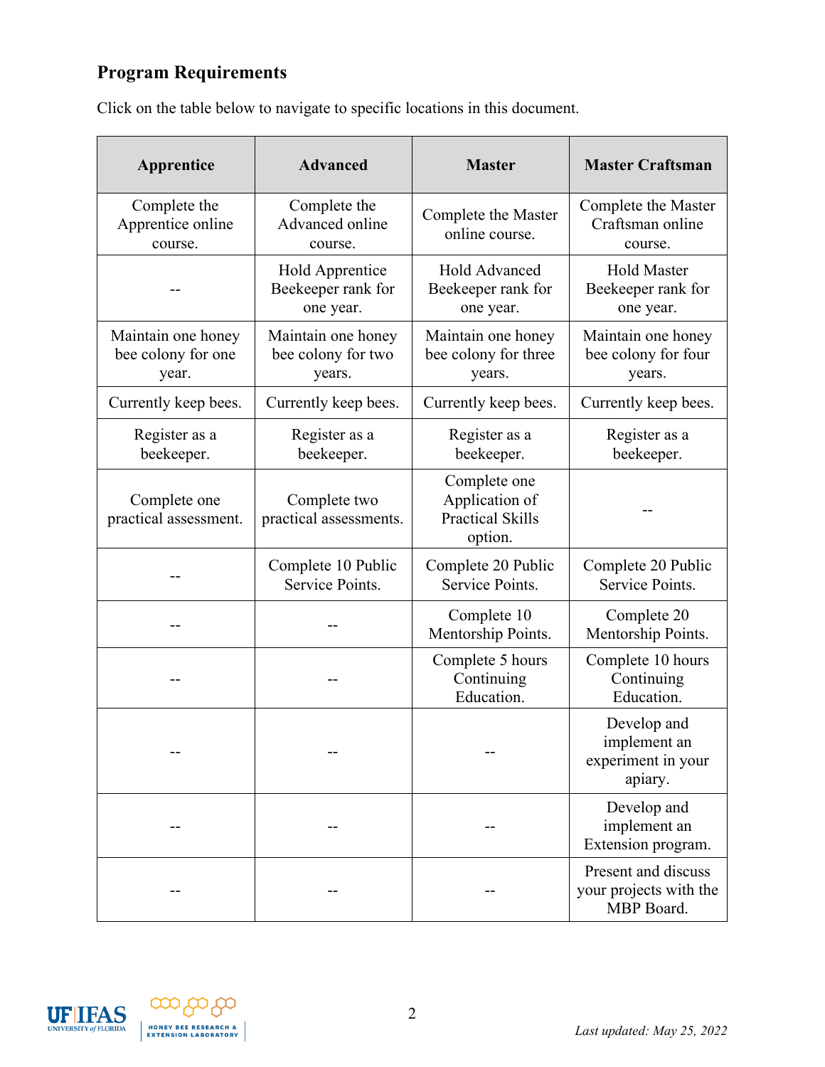## Program Requirements

Click on the table below to navigate to specific locations in this document.

| Apprentice | Advanced | Master | Master Craftsman |
|---|---|---|---|
| Complete the Apprentice online course. | Complete the Advanced online course. | Complete the Master online course. | Complete the Master Craftsman online course. |
| -- | Hold Apprentice Beekeeper rank for one year. | Hold Advanced Beekeeper rank for one year. | Hold Master Beekeeper rank for one year. |
| Maintain one honey bee colony for one year. | Maintain one honey bee colony for two years. | Maintain one honey bee colony for three years. | Maintain one honey bee colony for four years. |
| Currently keep bees. | Currently keep bees. | Currently keep bees. | Currently keep bees. |
| Register as a beekeeper. | Register as a beekeeper. | Register as a beekeeper. | Register as a beekeeper. |
| Complete one practical assessment. | Complete two practical assessments. | Complete one Application of Practical Skills option. | -- |
| -- | Complete 10 Public Service Points. | Complete 20 Public Service Points. | Complete 20 Public Service Points. |
| -- | -- | Complete 10 Mentorship Points. | Complete 20 Mentorship Points. |
| -- | -- | Complete 5 hours Continuing Education. | Complete 10 hours Continuing Education. |
| -- | -- | -- | Develop and implement an experiment in your apiary. |
| -- | -- | -- | Develop and implement an Extension program. |
| -- | -- | -- | Present and discuss your projects with the MBP Board. |

*Last updated: May 25, 2022*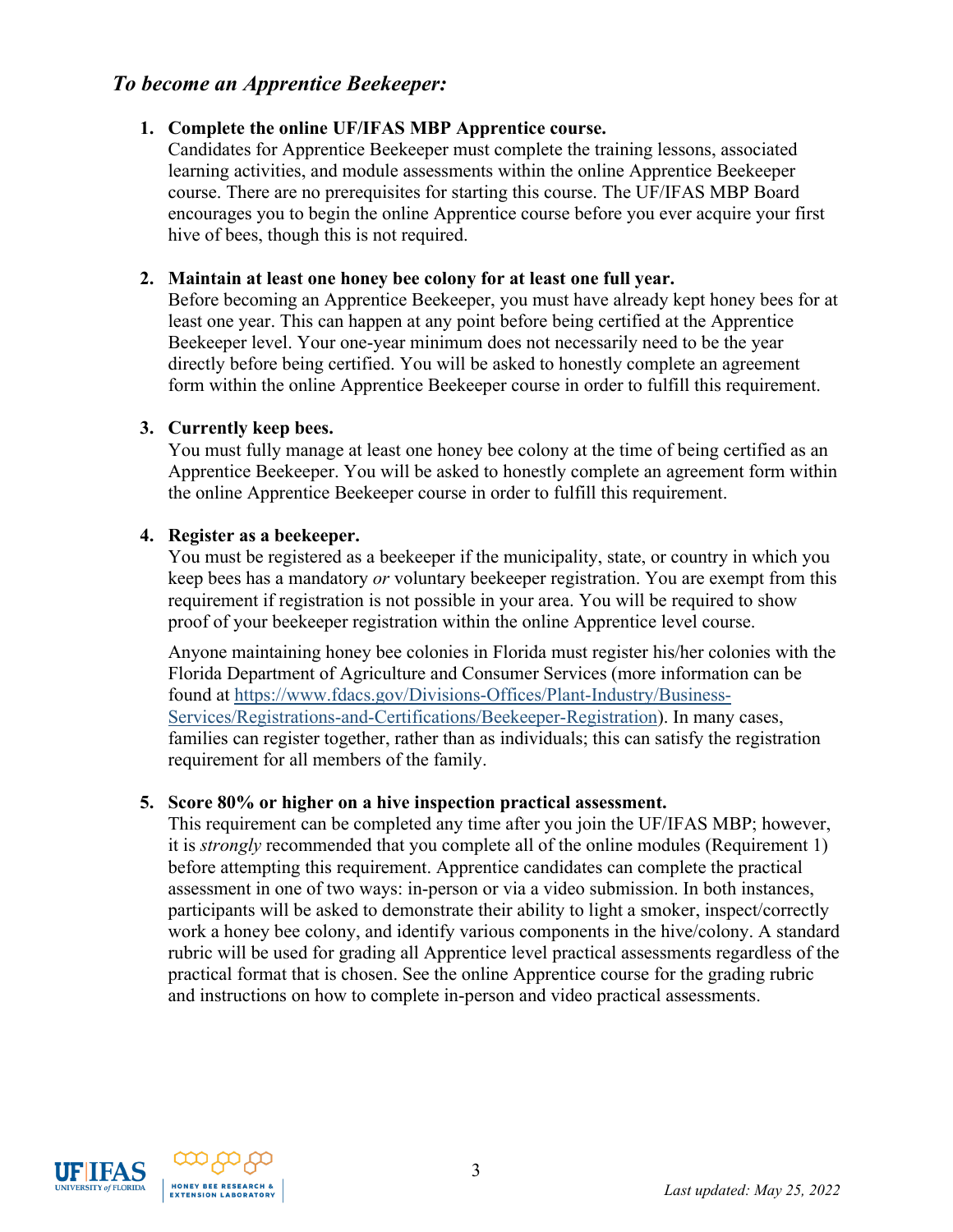## *To become an Apprentice Beekeeper:*

1. **Complete the online UF/IFAS MBP Apprentice course.**
   Candidates for Apprentice Beekeeper must complete the training lessons, associated learning activities, and module assessments within the online Apprentice Beekeeper course. There are no prerequisites for starting this course. The UF/IFAS MBP Board encourages you to begin the online Apprentice course before you ever acquire your first hive of bees, though this is not required.

2. **Maintain at least one honey bee colony for at least one full year.**
   Before becoming an Apprentice Beekeeper, you must have already kept honey bees for at least one year. This can happen at any point before being certified at the Apprentice Beekeeper level. Your one-year minimum does not necessarily need to be the year directly before being certified. You will be asked to honestly complete an agreement form within the online Apprentice Beekeeper course in order to fulfill this requirement.

3. **Currently keep bees.**
   You must fully manage at least one honey bee colony at the time of being certified as an Apprentice Beekeeper. You will be asked to honestly complete an agreement form within the online Apprentice Beekeeper course in order to fulfill this requirement.

4. **Register as a beekeeper.**
   You must be registered as a beekeeper if the municipality, state, or country in which you keep bees has a mandatory *or* voluntary beekeeper registration. You are exempt from this requirement if registration is not possible in your area. You will be required to show proof of your beekeeper registration within the online Apprentice level course.

   Anyone maintaining honey bee colonies in Florida must register his/her colonies with the Florida Department of Agriculture and Consumer Services (more information can be found at [https://www.fdacs.gov/Divisions-Offices/Plant-Industry/Business-Services/Registrations-and-Certifications/Beekeeper-Registration](https://www.fdacs.gov/Divisions-Offices/Plant-Industry/Business-Services/Registrations-and-Certifications/Beekeeper-Registration)). In many cases, families can register together, rather than as individuals; this can satisfy the registration requirement for all members of the family.

5. **Score 80% or higher on a hive inspection practical assessment.**
   This requirement can be completed any time after you join the UF/IFAS MBP; however, it is *strongly* recommended that you complete all of the online modules (Requirement 1) before attempting this requirement. Apprentice candidates can complete the practical assessment in one of two ways: in-person or via a video submission. In both instances, participants will be asked to demonstrate their ability to light a smoker, inspect/correctly work a honey bee colony, and identify various components in the hive/colony. A standard rubric will be used for grading all Apprentice level practical assessments regardless of the practical format that is chosen. See the online Apprentice course for the grading rubric and instructions on how to complete in-person and video practical assessments.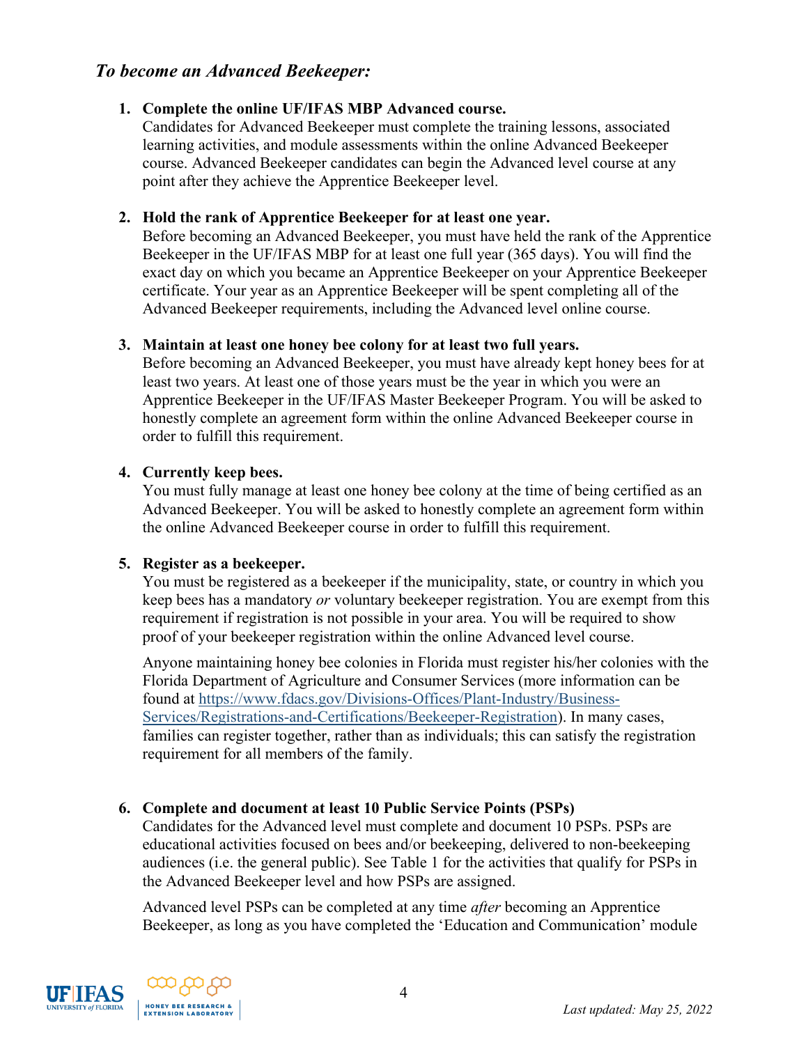## *To become an Advanced Beekeeper:*

1. **Complete the online UF/IFAS MBP Advanced course.**
   Candidates for Advanced Beekeeper must complete the training lessons, associated learning activities, and module assessments within the online Advanced Beekeeper course. Advanced Beekeeper candidates can begin the Advanced level course at any point after they achieve the Apprentice Beekeeper level.

2. **Hold the rank of Apprentice Beekeeper for at least one year.**
   Before becoming an Advanced Beekeeper, you must have held the rank of the Apprentice Beekeeper in the UF/IFAS MBP for at least one full year (365 days). You will find the exact day on which you became an Apprentice Beekeeper on your Apprentice Beekeeper certificate. Your year as an Apprentice Beekeeper will be spent completing all of the Advanced Beekeeper requirements, including the Advanced level online course.

3. **Maintain at least one honey bee colony for at least two full years.**
   Before becoming an Advanced Beekeeper, you must have already kept honey bees for at least two years. At least one of those years must be the year in which you were an Apprentice Beekeeper in the UF/IFAS Master Beekeeper Program. You will be asked to honestly complete an agreement form within the online Advanced Beekeeper course in order to fulfill this requirement.

4. **Currently keep bees.**
   You must fully manage at least one honey bee colony at the time of being certified as an Advanced Beekeeper. You will be asked to honestly complete an agreement form within the online Advanced Beekeeper course in order to fulfill this requirement.

5. **Register as a beekeeper.**
   You must be registered as a beekeeper if the municipality, state, or country in which you keep bees has a mandatory *or* voluntary beekeeper registration. You are exempt from this requirement if registration is not possible in your area. You will be required to show proof of your beekeeper registration within the online Advanced level course.

   Anyone maintaining honey bee colonies in Florida must register his/her colonies with the Florida Department of Agriculture and Consumer Services (more information can be found at https://www.fdacs.gov/Divisions-Offices/Plant-Industry/Business-Services/Registrations-and-Certifications/Beekeeper-Registration). In many cases, families can register together, rather than as individuals; this can satisfy the registration requirement for all members of the family.

6. **Complete and document at least 10 Public Service Points (PSPs)**
   Candidates for the Advanced level must complete and document 10 PSPs. PSPs are educational activities focused on bees and/or beekeeping, delivered to non-beekeeping audiences (i.e. the general public). See Table 1 for the activities that qualify for PSPs in the Advanced Beekeeper level and how PSPs are assigned.

   Advanced level PSPs can be completed at any time *after* becoming an Apprentice Beekeeper, as long as you have completed the 'Education and Communication' module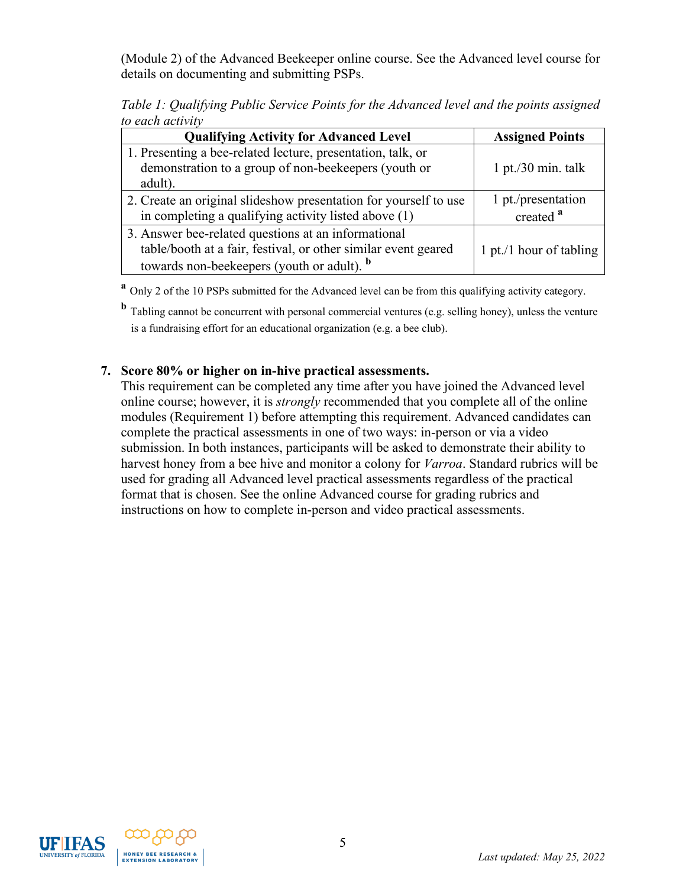(Module 2) of the Advanced Beekeeper online course. See the Advanced level course for details on documenting and submitting PSPs.

*Table 1: Qualifying Public Service Points for the Advanced level and the points assigned to each activity*

| Qualifying Activity for Advanced Level | Assigned Points |
|---|---|
| 1. Presenting a bee-related lecture, presentation, talk, or demonstration to a group of non-beekeepers (youth or adult). | 1 pt./30 min. talk |
| 2. Create an original slideshow presentation for yourself to use in completing a qualifying activity listed above (1) | 1 pt./presentation created [a] |
| 3. Answer bee-related questions at an informational table/booth at a fair, festival, or other similar event geared towards non-beekeepers (youth or adult). [b] | 1 pt./1 hour of tabling |

[a] Only 2 of the 10 PSPs submitted for the Advanced level can be from this qualifying activity category.

[b] Tabling cannot be concurrent with personal commercial ventures (e.g. selling honey), unless the venture is a fundraising effort for an educational organization (e.g. a bee club).

**7. Score 80% or higher on in-hive practical assessments.**

This requirement can be completed any time after you have joined the Advanced level online course; however, it is *strongly* recommended that you complete all of the online modules (Requirement 1) before attempting this requirement. Advanced candidates can complete the practical assessments in one of two ways: in-person or via a video submission. In both instances, participants will be asked to demonstrate their ability to harvest honey from a bee hive and monitor a colony for *Varroa*. Standard rubrics will be used for grading all Advanced level practical assessments regardless of the practical format that is chosen. See the online Advanced course for grading rubrics and instructions on how to complete in-person and video practical assessments.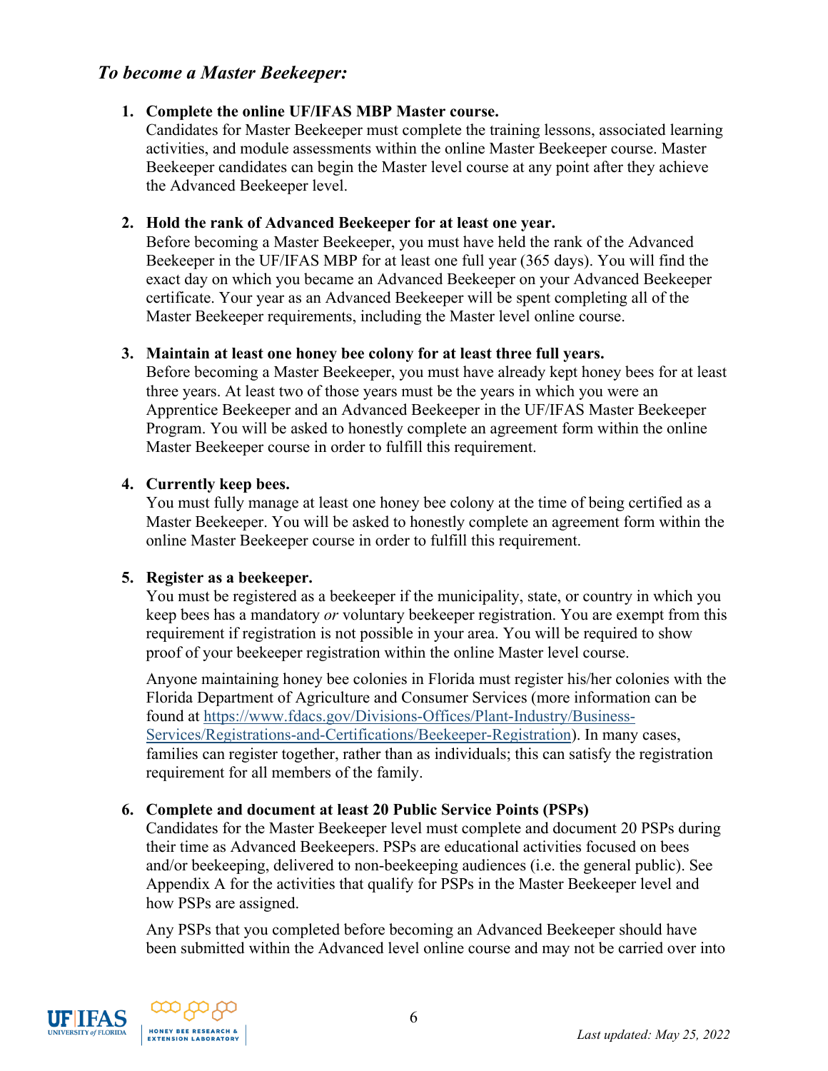## *To become a Master Beekeeper:*

1. **Complete the online UF/IFAS MBP Master course.**
   Candidates for Master Beekeeper must complete the training lessons, associated learning activities, and module assessments within the online Master Beekeeper course. Master Beekeeper candidates can begin the Master level course at any point after they achieve the Advanced Beekeeper level.

2. **Hold the rank of Advanced Beekeeper for at least one year.**
   Before becoming a Master Beekeeper, you must have held the rank of the Advanced Beekeeper in the UF/IFAS MBP for at least one full year (365 days). You will find the exact day on which you became an Advanced Beekeeper on your Advanced Beekeeper certificate. Your year as an Advanced Beekeeper will be spent completing all of the Master Beekeeper requirements, including the Master level online course.

3. **Maintain at least one honey bee colony for at least three full years.**
   Before becoming a Master Beekeeper, you must have already kept honey bees for at least three years. At least two of those years must be the years in which you were an Apprentice Beekeeper and an Advanced Beekeeper in the UF/IFAS Master Beekeeper Program. You will be asked to honestly complete an agreement form within the online Master Beekeeper course in order to fulfill this requirement.

4. **Currently keep bees.**
   You must fully manage at least one honey bee colony at the time of being certified as a Master Beekeeper. You will be asked to honestly complete an agreement form within the online Master Beekeeper course in order to fulfill this requirement.

5. **Register as a beekeeper.**
   You must be registered as a beekeeper if the municipality, state, or country in which you keep bees has a mandatory *or* voluntary beekeeper registration. You are exempt from this requirement if registration is not possible in your area. You will be required to show proof of your beekeeper registration within the online Master level course.

   Anyone maintaining honey bee colonies in Florida must register his/her colonies with the Florida Department of Agriculture and Consumer Services (more information can be found at [https://www.fdacs.gov/Divisions-Offices/Plant-Industry/Business-Services/Registrations-and-Certifications/Beekeeper-Registration](https://www.fdacs.gov/Divisions-Offices/Plant-Industry/Business-Services/Registrations-and-Certifications/Beekeeper-Registration)). In many cases, families can register together, rather than as individuals; this can satisfy the registration requirement for all members of the family.

6. **Complete and document at least 20 Public Service Points (PSPs)**
   Candidates for the Master Beekeeper level must complete and document 20 PSPs during their time as Advanced Beekeepers. PSPs are educational activities focused on bees and/or beekeeping, delivered to non-beekeeping audiences (i.e. the general public). See Appendix A for the activities that qualify for PSPs in the Master Beekeeper level and how PSPs are assigned.

   Any PSPs that you completed before becoming an Advanced Beekeeper should have been submitted within the Advanced level online course and may not be carried over into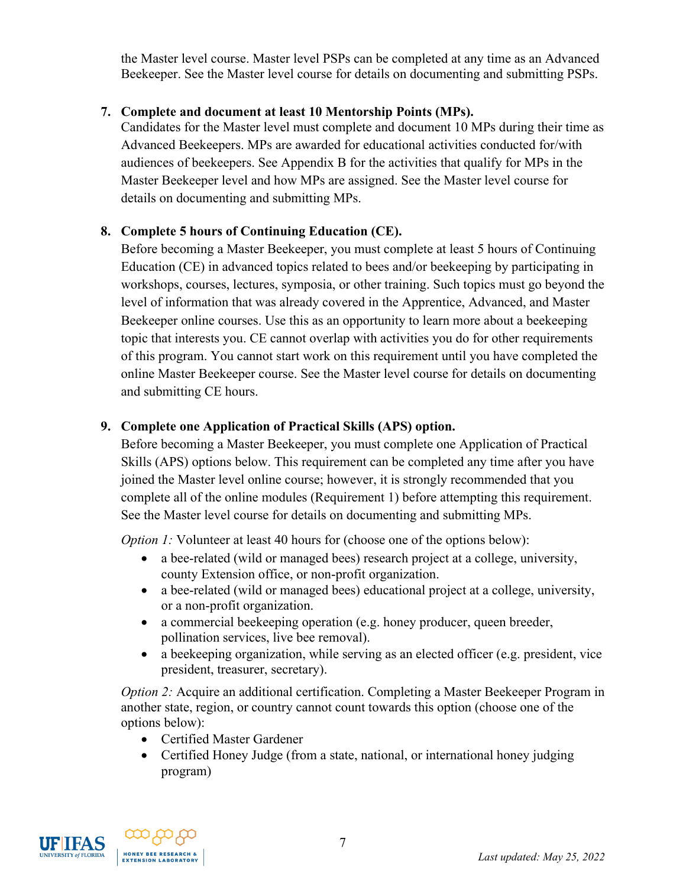the Master level course. Master level PSPs can be completed at any time as an Advanced Beekeeper. See the Master level course for details on documenting and submitting PSPs.

7. **Complete and document at least 10 Mentorship Points (MPs).**
   Candidates for the Master level must complete and document 10 MPs during their time as Advanced Beekeepers. MPs are awarded for educational activities conducted for/with audiences of beekeepers. See Appendix B for the activities that qualify for MPs in the Master Beekeeper level and how MPs are assigned. See the Master level course for details on documenting and submitting MPs.

8. **Complete 5 hours of Continuing Education (CE).**
   Before becoming a Master Beekeeper, you must complete at least 5 hours of Continuing Education (CE) in advanced topics related to bees and/or beekeeping by participating in workshops, courses, lectures, symposia, or other training. Such topics must go beyond the level of information that was already covered in the Apprentice, Advanced, and Master Beekeeper online courses. Use this as an opportunity to learn more about a beekeeping topic that interests you. CE cannot overlap with activities you do for other requirements of this program. You cannot start work on this requirement until you have completed the online Master Beekeeper course. See the Master level course for details on documenting and submitting CE hours.

9. **Complete one Application of Practical Skills (APS) option.**
   Before becoming a Master Beekeeper, you must complete one Application of Practical Skills (APS) options below. This requirement can be completed any time after you have joined the Master level online course; however, it is strongly recommended that you complete all of the online modules (Requirement 1) before attempting this requirement. See the Master level course for details on documenting and submitting MPs.

   *Option 1:* Volunteer at least 40 hours for (choose one of the options below):
   - a bee-related (wild or managed bees) research project at a college, university, county Extension office, or non-profit organization.
   - a bee-related (wild or managed bees) educational project at a college, university, or a non-profit organization.
   - a commercial beekeeping operation (e.g. honey producer, queen breeder, pollination services, live bee removal).
   - a beekeeping organization, while serving as an elected officer (e.g. president, vice president, treasurer, secretary).

   *Option 2:* Acquire an additional certification. Completing a Master Beekeeper Program in another state, region, or country cannot count towards this option (choose one of the options below):
   - Certified Master Gardener
   - Certified Honey Judge (from a state, national, or international honey judging program)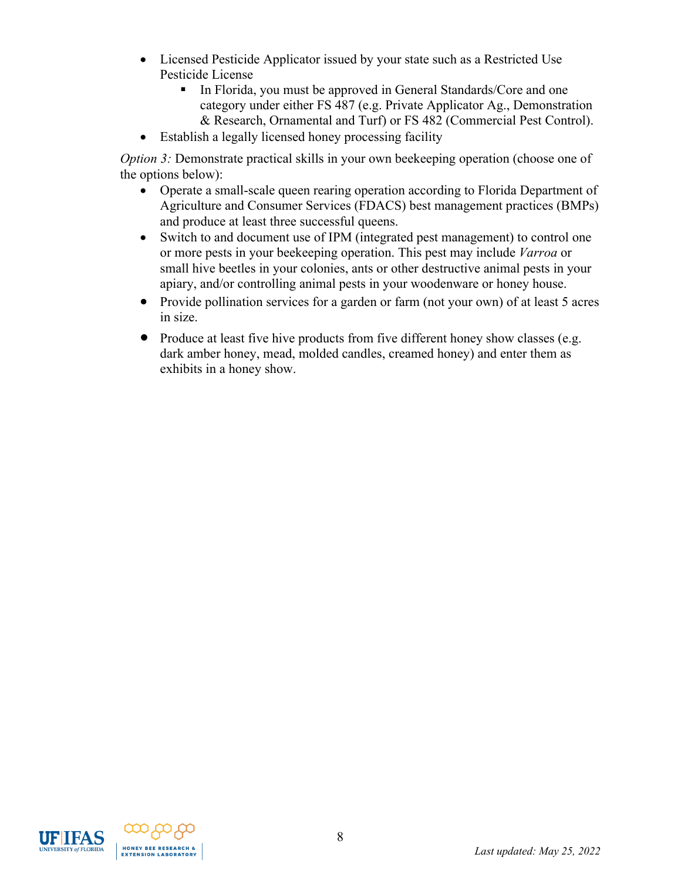- Licensed Pesticide Applicator issued by your state such as a Restricted Use Pesticide License
    - In Florida, you must be approved in General Standards/Core and one category under either FS 487 (e.g. Private Applicator Ag., Demonstration & Research, Ornamental and Turf) or FS 482 (Commercial Pest Control).
- Establish a legally licensed honey processing facility

*Option 3:* Demonstrate practical skills in your own beekeeping operation (choose one of the options below):

- Operate a small-scale queen rearing operation according to Florida Department of Agriculture and Consumer Services (FDACS) best management practices (BMPs) and produce at least three successful queens.
- Switch to and document use of IPM (integrated pest management) to control one or more pests in your beekeeping operation. This pest may include *Varroa* or small hive beetles in your colonies, ants or other destructive animal pests in your apiary, and/or controlling animal pests in your woodenware or honey house.
- Provide pollination services for a garden or farm (not your own) of at least 5 acres in size.
- Produce at least five hive products from five different honey show classes (e.g. dark amber honey, mead, molded candles, creamed honey) and enter them as exhibits in a honey show.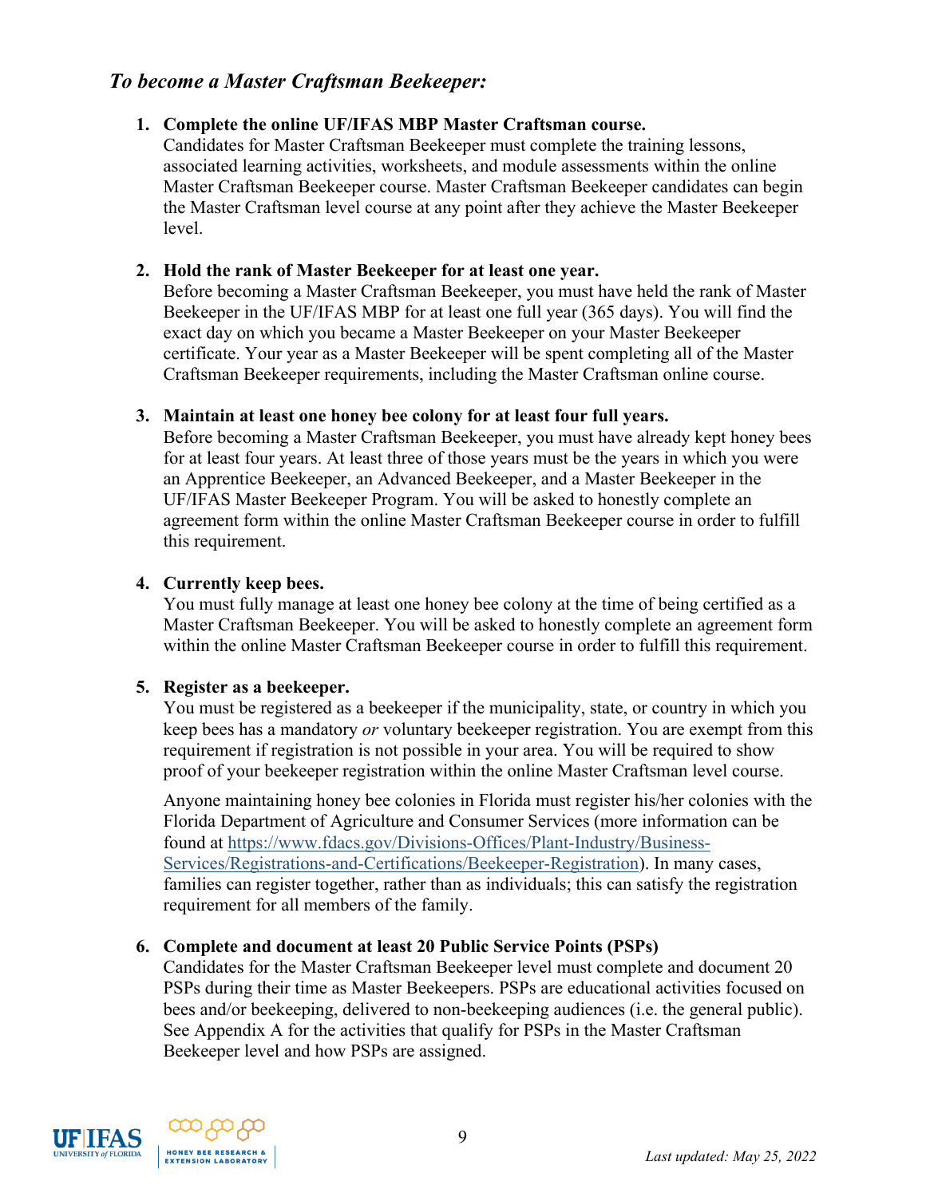### *To become a Master Craftsman Beekeeper:*

1. **Complete the online UF/IFAS MBP Master Craftsman course.**
   Candidates for Master Craftsman Beekeeper must complete the training lessons, associated learning activities, worksheets, and module assessments within the online Master Craftsman Beekeeper course. Master Craftsman Beekeeper candidates can begin the Master Craftsman level course at any point after they achieve the Master Beekeeper level.

2. **Hold the rank of Master Beekeeper for at least one year.**
   Before becoming a Master Craftsman Beekeeper, you must have held the rank of Master Beekeeper in the UF/IFAS MBP for at least one full year (365 days). You will find the exact day on which you became a Master Beekeeper on your Master Beekeeper certificate. Your year as a Master Beekeeper will be spent completing all of the Master Craftsman Beekeeper requirements, including the Master Craftsman online course.

3. **Maintain at least one honey bee colony for at least four full years.**
   Before becoming a Master Craftsman Beekeeper, you must have already kept honey bees for at least four years. At least three of those years must be the years in which you were an Apprentice Beekeeper, an Advanced Beekeeper, and a Master Beekeeper in the UF/IFAS Master Beekeeper Program. You will be asked to honestly complete an agreement form within the online Master Craftsman Beekeeper course in order to fulfill this requirement.

4. **Currently keep bees.**
   You must fully manage at least one honey bee colony at the time of being certified as a Master Craftsman Beekeeper. You will be asked to honestly complete an agreement form within the online Master Craftsman Beekeeper course in order to fulfill this requirement.

5. **Register as a beekeeper.**
   You must be registered as a beekeeper if the municipality, state, or country in which you keep bees has a mandatory *or* voluntary beekeeper registration. You are exempt from this requirement if registration is not possible in your area. You will be required to show proof of your beekeeper registration within the online Master Craftsman level course.

   Anyone maintaining honey bee colonies in Florida must register his/her colonies with the Florida Department of Agriculture and Consumer Services (more information can be found at https://www.fdacs.gov/Divisions-Offices/Plant-Industry/Business-Services/Registrations-and-Certifications/Beekeeper-Registration). In many cases, families can register together, rather than as individuals; this can satisfy the registration requirement for all members of the family.

6. **Complete and document at least 20 Public Service Points (PSPs)**
   Candidates for the Master Craftsman Beekeeper level must complete and document 20 PSPs during their time as Master Beekeepers. PSPs are educational activities focused on bees and/or beekeeping, delivered to non-beekeeping audiences (i.e. the general public). See Appendix A for the activities that qualify for PSPs in the Master Craftsman Beekeeper level and how PSPs are assigned.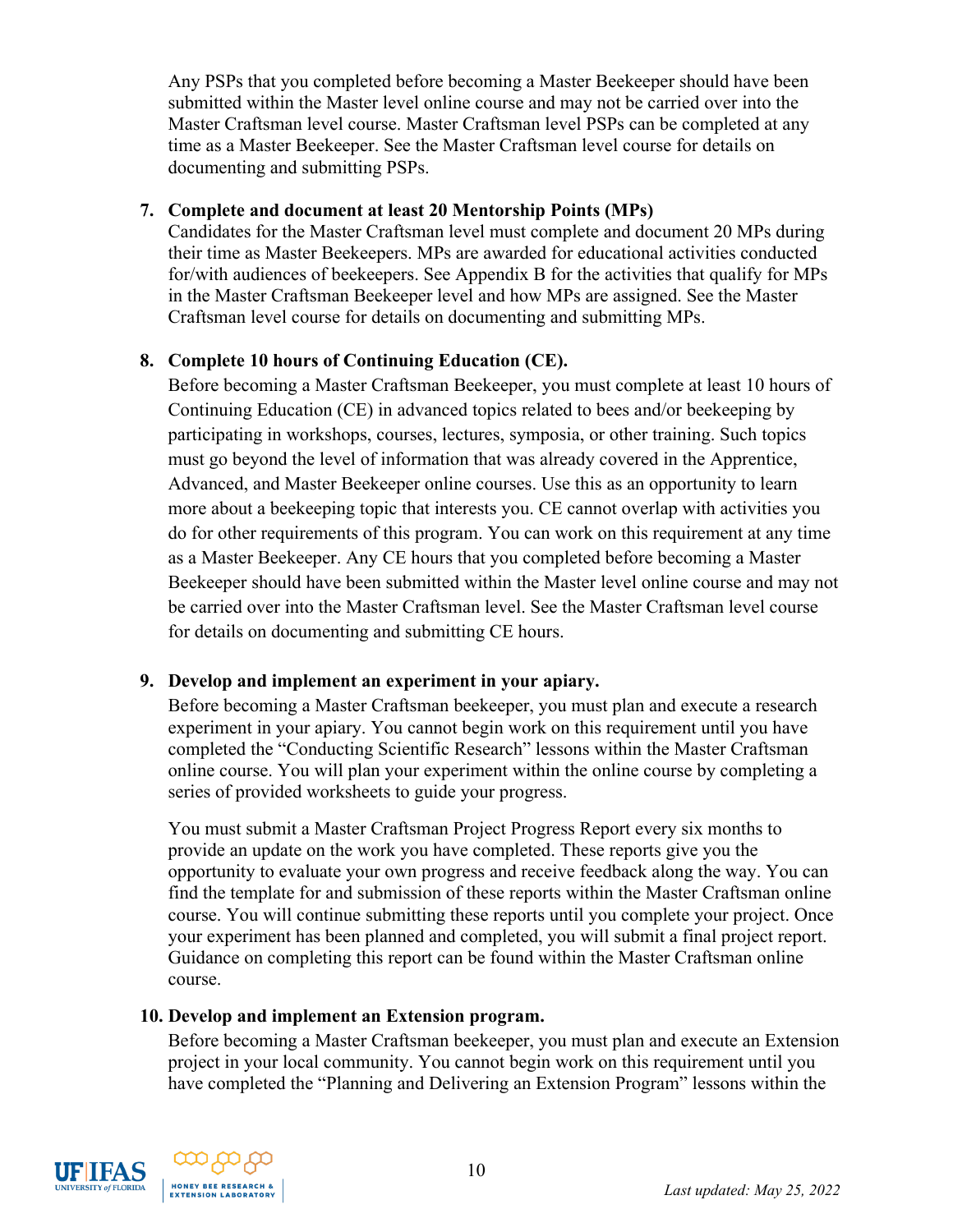Any PSPs that you completed before becoming a Master Beekeeper should have been submitted within the Master level online course and may not be carried over into the Master Craftsman level course. Master Craftsman level PSPs can be completed at any time as a Master Beekeeper. See the Master Craftsman level course for details on documenting and submitting PSPs.

7. **Complete and document at least 20 Mentorship Points (MPs)**
   Candidates for the Master Craftsman level must complete and document 20 MPs during their time as Master Beekeepers. MPs are awarded for educational activities conducted for/with audiences of beekeepers. See Appendix B for the activities that qualify for MPs in the Master Craftsman Beekeeper level and how MPs are assigned. See the Master Craftsman level course for details on documenting and submitting MPs.

8. **Complete 10 hours of Continuing Education (CE).**
   Before becoming a Master Craftsman Beekeeper, you must complete at least 10 hours of Continuing Education (CE) in advanced topics related to bees and/or beekeeping by participating in workshops, courses, lectures, symposia, or other training. Such topics must go beyond the level of information that was already covered in the Apprentice, Advanced, and Master Beekeeper online courses. Use this as an opportunity to learn more about a beekeeping topic that interests you. CE cannot overlap with activities you do for other requirements of this program. You can work on this requirement at any time as a Master Beekeeper. Any CE hours that you completed before becoming a Master Beekeeper should have been submitted within the Master level online course and may not be carried over into the Master Craftsman level. See the Master Craftsman level course for details on documenting and submitting CE hours.

9. **Develop and implement an experiment in your apiary.**
   Before becoming a Master Craftsman beekeeper, you must plan and execute a research experiment in your apiary. You cannot begin work on this requirement until you have completed the "Conducting Scientific Research" lessons within the Master Craftsman online course. You will plan your experiment within the online course by completing a series of provided worksheets to guide your progress.

   You must submit a Master Craftsman Project Progress Report every six months to provide an update on the work you have completed. These reports give you the opportunity to evaluate your own progress and receive feedback along the way. You can find the template for and submission of these reports within the Master Craftsman online course. You will continue submitting these reports until you complete your project. Once your experiment has been planned and completed, you will submit a final project report. Guidance on completing this report can be found within the Master Craftsman online course.

10. **Develop and implement an Extension program.**
    Before becoming a Master Craftsman beekeeper, you must plan and execute an Extension project in your local community. You cannot begin work on this requirement until you have completed the "Planning and Delivering an Extension Program" lessons within the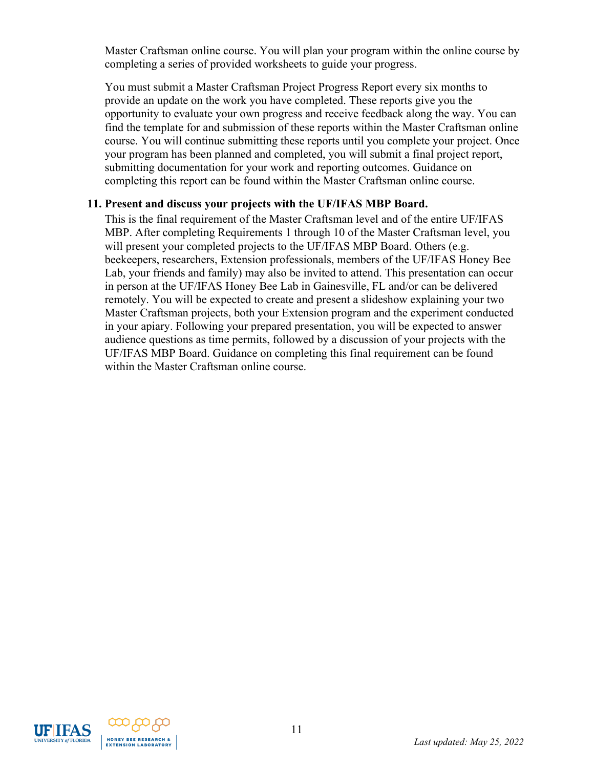Master Craftsman online course. You will plan your program within the online course by completing a series of provided worksheets to guide your progress.

You must submit a Master Craftsman Project Progress Report every six months to provide an update on the work you have completed. These reports give you the opportunity to evaluate your own progress and receive feedback along the way. You can find the template for and submission of these reports within the Master Craftsman online course. You will continue submitting these reports until you complete your project. Once your program has been planned and completed, you will submit a final project report, submitting documentation for your work and reporting outcomes. Guidance on completing this report can be found within the Master Craftsman online course.

11. **Present and discuss your projects with the UF/IFAS MBP Board.**
    This is the final requirement of the Master Craftsman level and of the entire UF/IFAS MBP. After completing Requirements 1 through 10 of the Master Craftsman level, you will present your completed projects to the UF/IFAS MBP Board. Others (e.g. beekeepers, researchers, Extension professionals, members of the UF/IFAS Honey Bee Lab, your friends and family) may also be invited to attend. This presentation can occur in person at the UF/IFAS Honey Bee Lab in Gainesville, FL and/or can be delivered remotely. You will be expected to create and present a slideshow explaining your two Master Craftsman projects, both your Extension program and the experiment conducted in your apiary. Following your prepared presentation, you will be expected to answer audience questions as time permits, followed by a discussion of your projects with the UF/IFAS MBP Board. Guidance on completing this final requirement can be found within the Master Craftsman online course.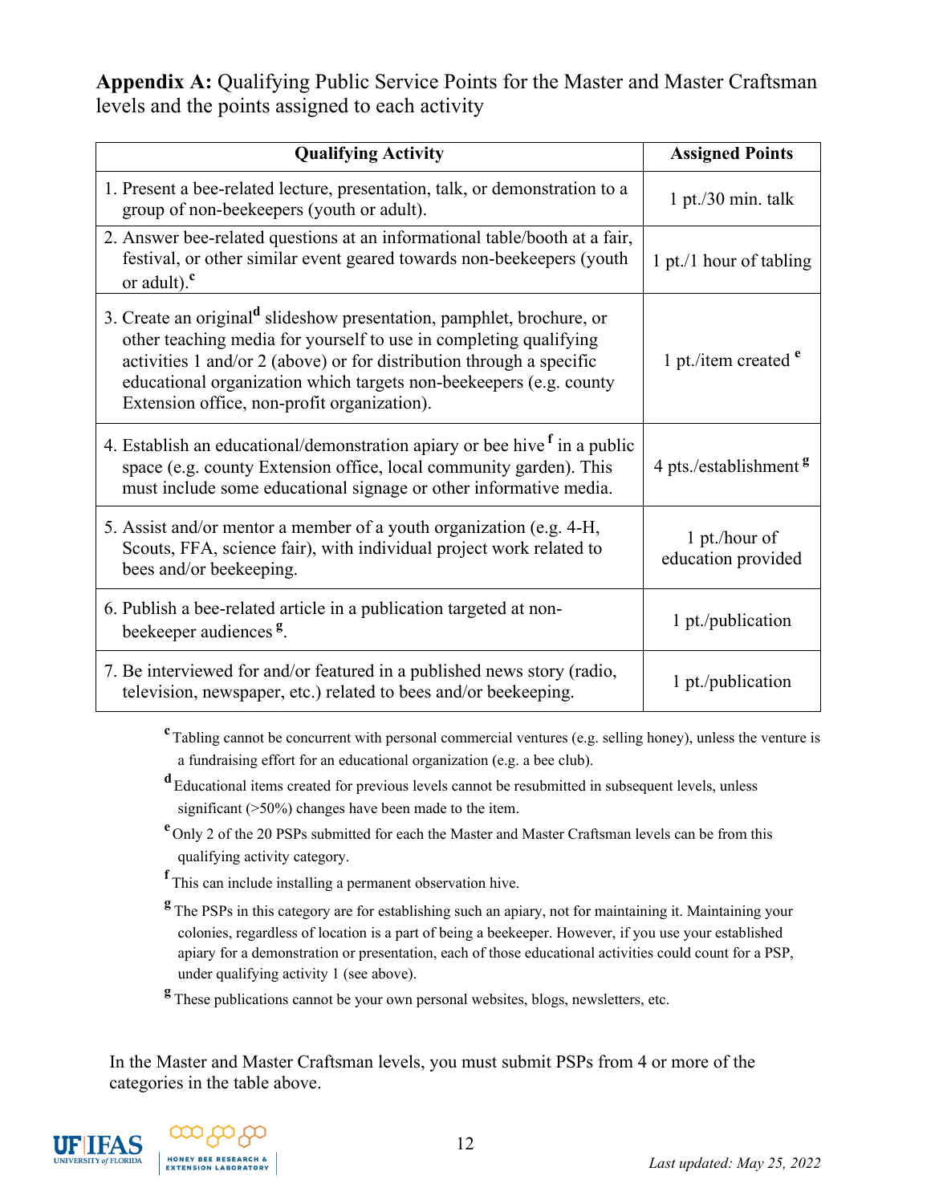**Appendix A:** Qualifying Public Service Points for the Master and Master Craftsman levels and the points assigned to each activity

| Qualifying Activity | Assigned Points |
|---|---|
| 1. Present a bee-related lecture, presentation, talk, or demonstration to a group of non-beekeepers (youth or adult). | 1 pt./30 min. talk |
| 2. Answer bee-related questions at an informational table/booth at a fair, festival, or other similar event geared towards non-beekeepers (youth or adult).[c] | 1 pt./1 hour of tabling |
| 3. Create an original[d] slideshow presentation, pamphlet, brochure, or other teaching media for yourself to use in completing qualifying activities 1 and/or 2 (above) or for distribution through a specific educational organization which targets non-beekeepers (e.g. county Extension office, non-profit organization). | 1 pt./item created [e] |
| 4. Establish an educational/demonstration apiary or bee hive [f] in a public space (e.g. county Extension office, local community garden). This must include some educational signage or other informative media. | 4 pts./establishment [g] |
| 5. Assist and/or mentor a member of a youth organization (e.g. 4-H, Scouts, FFA, science fair), with individual project work related to bees and/or beekeeping. | 1 pt./hour of education provided |
| 6. Publish a bee-related article in a publication targeted at non-beekeeper audiences [g]. | 1 pt./publication |
| 7. Be interviewed for and/or featured in a published news story (radio, television, newspaper, etc.) related to bees and/or beekeeping. | 1 pt./publication |

[c] Tabling cannot be concurrent with personal commercial ventures (e.g. selling honey), unless the venture is a fundraising effort for an educational organization (e.g. a bee club).

[d] Educational items created for previous levels cannot be resubmitted in subsequent levels, unless significant (>50%) changes have been made to the item.

[e] Only 2 of the 20 PSPs submitted for each the Master and Master Craftsman levels can be from this qualifying activity category.

[f] This can include installing a permanent observation hive.

[g] The PSPs in this category are for establishing such an apiary, not for maintaining it. Maintaining your colonies, regardless of location is a part of being a beekeeper. However, if you use your established apiary for a demonstration or presentation, each of those educational activities could count for a PSP, under qualifying activity 1 (see above).

[g] These publications cannot be your own personal websites, blogs, newsletters, etc.

In the Master and Master Craftsman levels, you must submit PSPs from 4 or more of the categories in the table above.

*Last updated: May 25, 2022*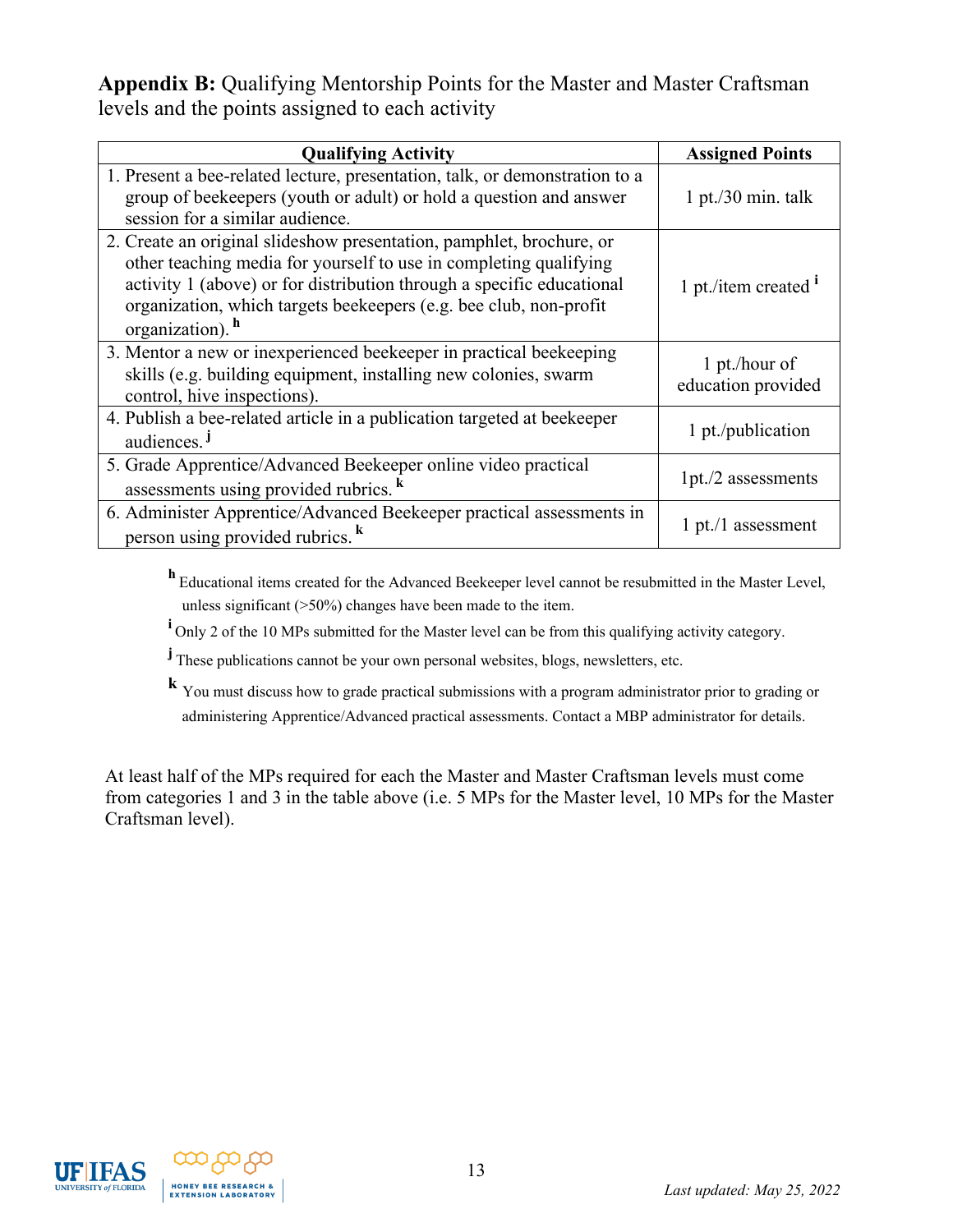**Appendix B:** Qualifying Mentorship Points for the Master and Master Craftsman levels and the points assigned to each activity

| Qualifying Activity | Assigned Points |
|---|---|
| 1. Present a bee-related lecture, presentation, talk, or demonstration to a group of beekeepers (youth or adult) or hold a question and answer session for a similar audience. | 1 pt./30 min. talk |
| 2. Create an original slideshow presentation, pamphlet, brochure, or other teaching media for yourself to use in completing qualifying activity 1 (above) or for distribution through a specific educational organization, which targets beekeepers (e.g. bee club, non-profit organization). [h] | 1 pt./item created [i] |
| 3. Mentor a new or inexperienced beekeeper in practical beekeeping skills (e.g. building equipment, installing new colonies, swarm control, hive inspections). | 1 pt./hour of education provided |
| 4. Publish a bee-related article in a publication targeted at beekeeper audiences. [j] | 1 pt./publication |
| 5. Grade Apprentice/Advanced Beekeeper online video practical assessments using provided rubrics. [k] | 1pt./2 assessments |
| 6. Administer Apprentice/Advanced Beekeeper practical assessments in person using provided rubrics. [k] | 1 pt./1 assessment |

[h] Educational items created for the Advanced Beekeeper level cannot be resubmitted in the Master Level, unless significant (>50%) changes have been made to the item.

[i] Only 2 of the 10 MPs submitted for the Master level can be from this qualifying activity category.

[j] These publications cannot be your own personal websites, blogs, newsletters, etc.

[k] You must discuss how to grade practical submissions with a program administrator prior to grading or administering Apprentice/Advanced practical assessments. Contact a MBP administrator for details.

At least half of the MPs required for each the Master and Master Craftsman levels must come from categories 1 and 3 in the table above (i.e. 5 MPs for the Master level, 10 MPs for the Master Craftsman level).